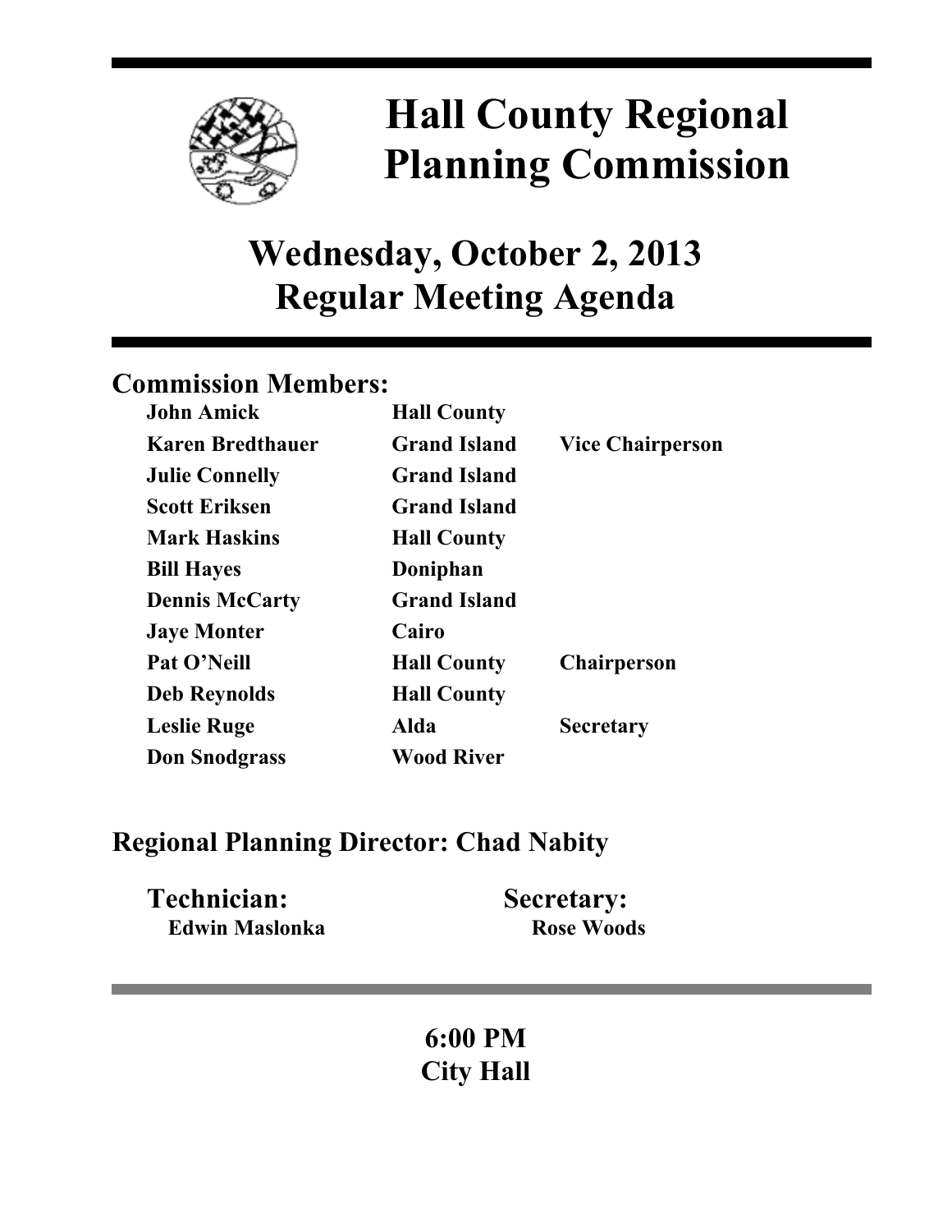# Hall County Regional Planning Commission

## Wednesday, October 2, 2013
## Regular Meeting Agenda

### Commission Members:

| | | |
|---|---|---|
| **John Amick** | **Hall County** | |
| **Karen Bredthauer** | **Grand Island** | **Vice Chairperson** |
| **Julie Connelly** | **Grand Island** | |
| **Scott Eriksen** | **Grand Island** | |
| **Mark Haskins** | **Hall County** | |
| **Bill Hayes** | **Doniphan** | |
| **Dennis McCarty** | **Grand Island** | |
| **Jaye Monter** | **Cairo** | |
| **Pat O'Neill** | **Hall County** | **Chairperson** |
| **Deb Reynolds** | **Hall County** | |
| **Leslie Ruge** | **Alda** | **Secretary** |
| **Don Snodgrass** | **Wood River** | |

### Regional Planning Director: Chad Nabity

**Technician:**
**Edwin Maslonka**

**Secretary:**
**Rose Woods**

**6:00 PM**
**City Hall**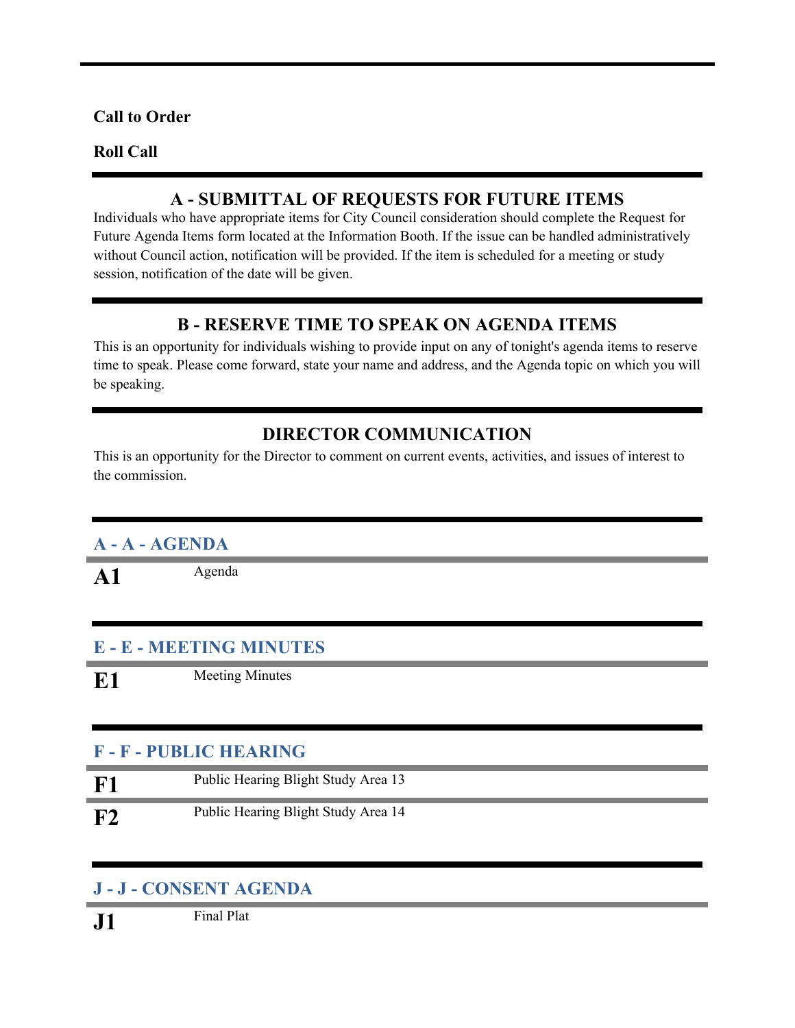**Call to Order**

**Roll Call**

## A - SUBMITTAL OF REQUESTS FOR FUTURE ITEMS

Individuals who have appropriate items for City Council consideration should complete the Request for Future Agenda Items form located at the Information Booth. If the issue can be handled administratively without Council action, notification will be provided. If the item is scheduled for a meeting or study session, notification of the date will be given.

## B - RESERVE TIME TO SPEAK ON AGENDA ITEMS

This is an opportunity for individuals wishing to provide input on any of tonight's agenda items to reserve time to speak. Please come forward, state your name and address, and the Agenda topic on which you will be speaking.

## DIRECTOR COMMUNICATION

This is an opportunity for the Director to comment on current events, activities, and issues of interest to the commission.

### A - A - AGENDA

**A1** Agenda

### E - E - MEETING MINUTES

**E1** Meeting Minutes

### F - F - PUBLIC HEARING

**F1** Public Hearing Blight Study Area 13

**F2** Public Hearing Blight Study Area 14

### J - J - CONSENT AGENDA

**J1** Final Plat